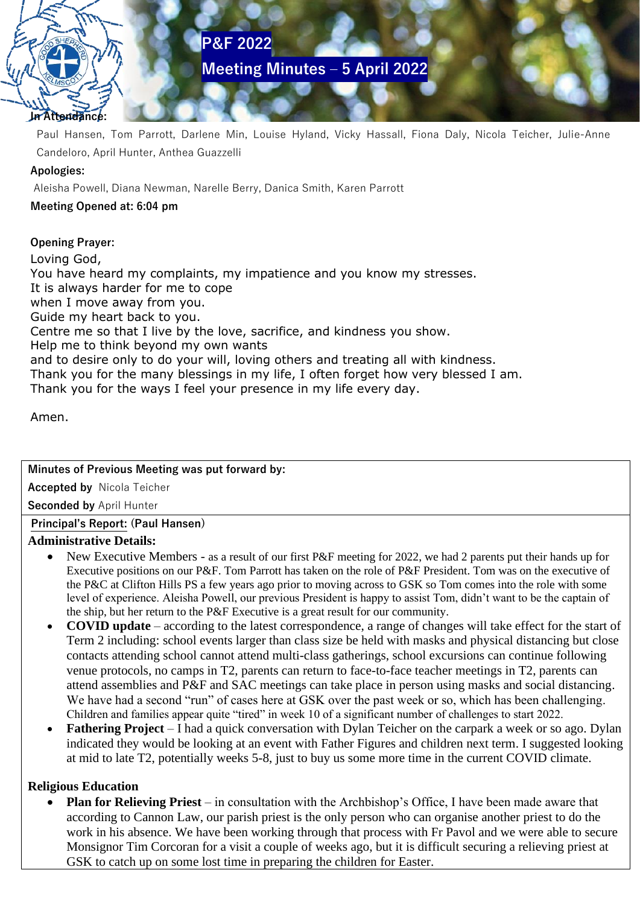# P&F 2022

# Meeting Minutes – 5 April 2022

**In Attendance:**

Paul Hansen, Tom Parrott, Darlene Min, Louise Hyland, Vicky Hassall, Fiona Daly, Nicola Teicher, Julie-Anne Candeloro, April Hunter, Anthea Guazzelli

**Apologies:**

Aleisha Powell, Diana Newman, Narelle Berry, Danica Smith, Karen Parrott

**Meeting Opened at: 6:04 pm**

**Opening Prayer:**

Loving God,
You have heard my complaints, my impatience and you know my stresses.
It is always harder for me to cope
when I move away from you.
Guide my heart back to you.
Centre me so that I live by the love, sacrifice, and kindness you show.
Help me to think beyond my own wants
and to desire only to do your will, loving others and treating all with kindness.
Thank you for the many blessings in my life, I often forget how very blessed I am.
Thank you for the ways I feel your presence in my life every day.

Amen.

**Minutes of Previous Meeting was put forward by:**

**Accepted by** Nicola Teicher

**Seconded by** April Hunter

**Principal's Report: (Paul Hansen)**

**Administrative Details:**

- **New Executive Members** - as a result of our first P&F meeting for 2022, we had 2 parents put their hands up for Executive positions on our P&F. Tom Parrott has taken on the role of P&F President. Tom was on the executive of the P&C at Clifton Hills PS a few years ago prior to moving across to GSK so Tom comes into the role with some level of experience. Aleisha Powell, our previous President is happy to assist Tom, didn't want to be the captain of the ship, but her return to the P&F Executive is a great result for our community.
- **COVID update** – according to the latest correspondence, a range of changes will take effect for the start of Term 2 including: school events larger than class size be held with masks and physical distancing but close contacts attending school cannot attend multi-class gatherings, school excursions can continue following venue protocols, no camps in T2, parents can return to face-to-face teacher meetings in T2, parents can attend assemblies and P&F and SAC meetings can take place in person using masks and social distancing. We have had a second "run" of cases here at GSK over the past week or so, which has been challenging. Children and families appear quite "tired" in week 10 of a significant number of challenges to start 2022.
- **Fathering Project** – I had a quick conversation with Dylan Teicher on the carpark a week or so ago. Dylan indicated they would be looking at an event with Father Figures and children next term. I suggested looking at mid to late T2, potentially weeks 5-8, just to buy us some more time in the current COVID climate.

**Religious Education**

- **Plan for Relieving Priest** – in consultation with the Archbishop's Office, I have been made aware that according to Cannon Law, our parish priest is the only person who can organise another priest to do the work in his absence. We have been working through that process with Fr Pavol and we were able to secure Monsignor Tim Corcoran for a visit a couple of weeks ago, but it is difficult securing a relieving priest at GSK to catch up on some lost time in preparing the children for Easter.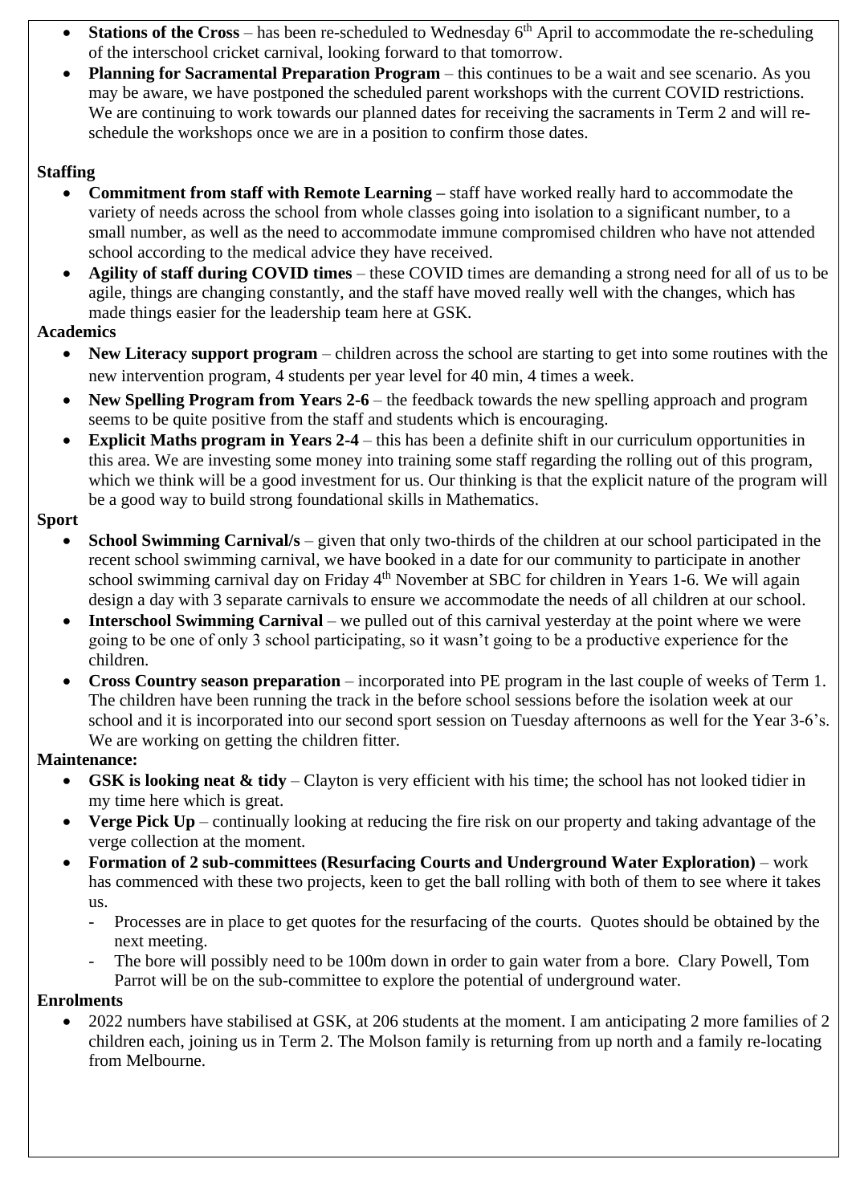- **Stations of the Cross** – has been re-scheduled to Wednesday 6th April to accommodate the re-scheduling of the interschool cricket carnival, looking forward to that tomorrow.
- **Planning for Sacramental Preparation Program** – this continues to be a wait and see scenario. As you may be aware, we have postponed the scheduled parent workshops with the current COVID restrictions. We are continuing to work towards our planned dates for receiving the sacraments in Term 2 and will re-schedule the workshops once we are in a position to confirm those dates.

**Staffing**

- **Commitment from staff with Remote Learning –** staff have worked really hard to accommodate the variety of needs across the school from whole classes going into isolation to a significant number, to a small number, as well as the need to accommodate immune compromised children who have not attended school according to the medical advice they have received.
- **Agility of staff during COVID times** – these COVID times are demanding a strong need for all of us to be agile, things are changing constantly, and the staff have moved really well with the changes, which has made things easier for the leadership team here at GSK.

**Academics**

- **New Literacy support program** – children across the school are starting to get into some routines with the new intervention program, 4 students per year level for 40 min, 4 times a week.
- **New Spelling Program from Years 2-6** – the feedback towards the new spelling approach and program seems to be quite positive from the staff and students which is encouraging.
- **Explicit Maths program in Years 2-4** – this has been a definite shift in our curriculum opportunities in this area. We are investing some money into training some staff regarding the rolling out of this program, which we think will be a good investment for us. Our thinking is that the explicit nature of the program will be a good way to build strong foundational skills in Mathematics.

**Sport**

- **School Swimming Carnival/s** – given that only two-thirds of the children at our school participated in the recent school swimming carnival, we have booked in a date for our community to participate in another school swimming carnival day on Friday 4th November at SBC for children in Years 1-6. We will again design a day with 3 separate carnivals to ensure we accommodate the needs of all children at our school.
- **Interschool Swimming Carnival** – we pulled out of this carnival yesterday at the point where we were going to be one of only 3 school participating, so it wasn't going to be a productive experience for the children.
- **Cross Country season preparation** – incorporated into PE program in the last couple of weeks of Term 1. The children have been running the track in the before school sessions before the isolation week at our school and it is incorporated into our second sport session on Tuesday afternoons as well for the Year 3-6's. We are working on getting the children fitter.

**Maintenance:**

- **GSK is looking neat & tidy** – Clayton is very efficient with his time; the school has not looked tidier in my time here which is great.
- **Verge Pick Up** – continually looking at reducing the fire risk on our property and taking advantage of the verge collection at the moment.
- **Formation of 2 sub-committees (Resurfacing Courts and Underground Water Exploration)** – work has commenced with these two projects, keen to get the ball rolling with both of them to see where it takes us.
  - Processes are in place to get quotes for the resurfacing of the courts. Quotes should be obtained by the next meeting.
  - The bore will possibly need to be 100m down in order to gain water from a bore. Clary Powell, Tom Parrot will be on the sub-committee to explore the potential of underground water.

**Enrolments**

- 2022 numbers have stabilised at GSK, at 206 students at the moment. I am anticipating 2 more families of 2 children each, joining us in Term 2. The Molson family is returning from up north and a family re-locating from Melbourne.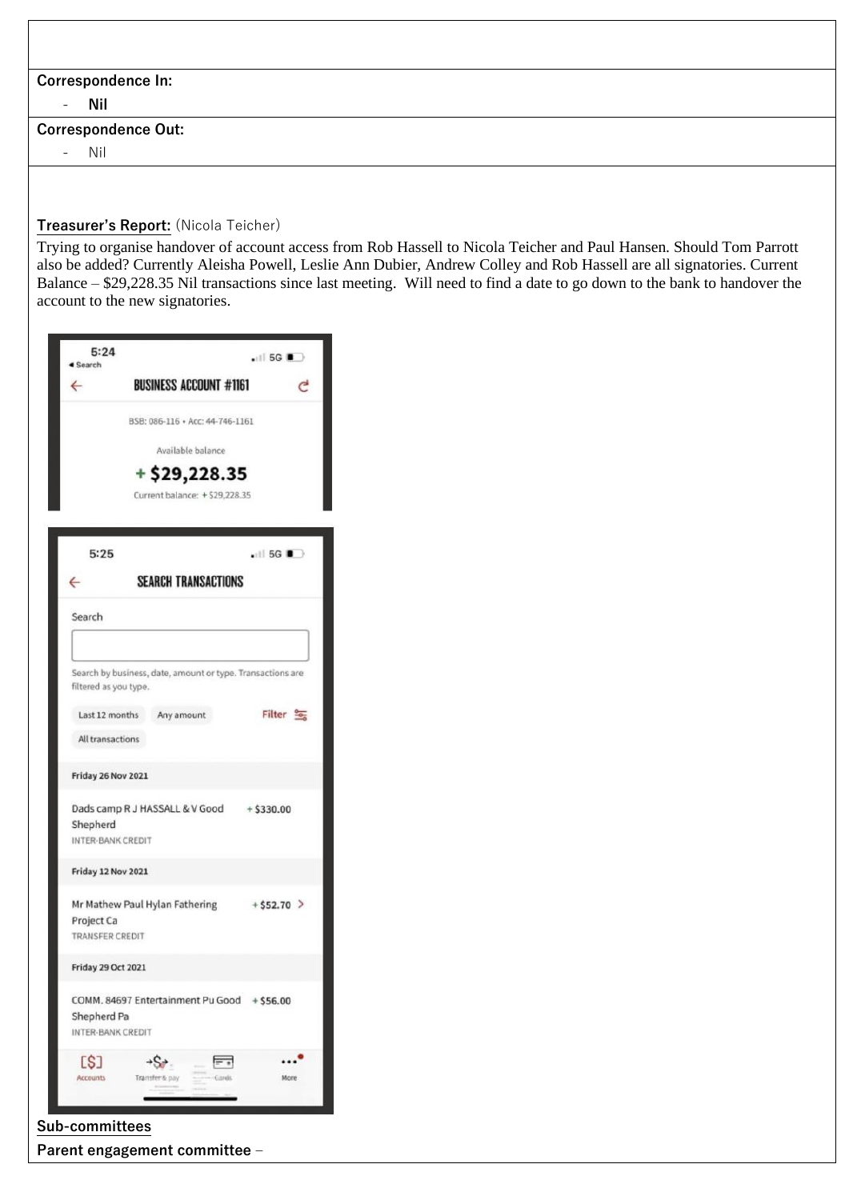**Correspondence In:**

- **Nil**

**Correspondence Out:**

- Nil

**Treasurer's Report:** (Nicola Teicher)

Trying to organise handover of account access from Rob Hassell to Nicola Teicher and Paul Hansen. Should Tom Parrott also be added? Currently Aleisha Powell, Leslie Ann Dubier, Andrew Colley and Rob Hassell are all signatories. Current Balance – $29,228.35 Nil transactions since last meeting. Will need to find a date to go down to the bank to handover the account to the new signatories.

5:24
◂ Search

**BUSINESS ACCOUNT #1161**

BSB: 086-116 • Acc: 44-746-1161

Available balance

**+ $29,228.35**

Current balance: + $29,228.35

5:25

**SEARCH TRANSACTIONS**

Search

Search by business, date, amount or type. Transactions are filtered as you type.

Last 12 months | Any amount | Filter

All transactions

**Friday 26 Nov 2021**

Dads camp R J HASSALL & V Good Shepherd + $330.00
INTER-BANK CREDIT

**Friday 12 Nov 2021**

Mr Mathew Paul Hylan Fathering Project Ca + $52.70
TRANSFER CREDIT

**Friday 29 Oct 2021**

COMM. 84697 Entertainment Pu Good Shepherd Pa + $56.00
INTER-BANK CREDIT

Accounts | Transfer & pay | Cards | More

**Sub-committees**

**Parent engagement committee** –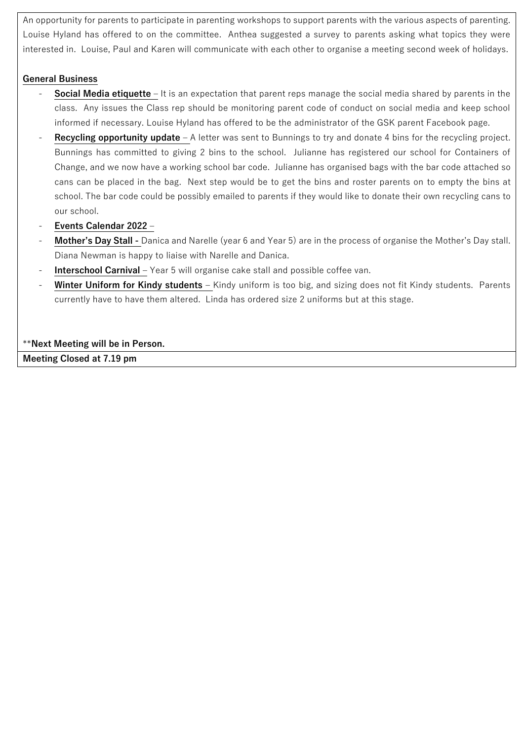An opportunity for parents to participate in parenting workshops to support parents with the various aspects of parenting. Louise Hyland has offered to on the committee. Anthea suggested a survey to parents asking what topics they were interested in. Louise, Paul and Karen will communicate with each other to organise a meeting second week of holidays.

**General Business**

- **Social Media etiquette** – It is an expectation that parent reps manage the social media shared by parents in the class. Any issues the Class rep should be monitoring parent code of conduct on social media and keep school informed if necessary. Louise Hyland has offered to be the administrator of the GSK parent Facebook page.
- **Recycling opportunity update** – A letter was sent to Bunnings to try and donate 4 bins for the recycling project. Bunnings has committed to giving 2 bins to the school. Julianne has registered our school for Containers of Change, and we now have a working school bar code. Julianne has organised bags with the bar code attached so cans can be placed in the bag. Next step would be to get the bins and roster parents on to empty the bins at school. The bar code could be possibly emailed to parents if they would like to donate their own recycling cans to our school.
- **Events Calendar 2022** –
- **Mother's Day Stall -** Danica and Narelle (year 6 and Year 5) are in the process of organise the Mother's Day stall. Diana Newman is happy to liaise with Narelle and Danica.
- **Interschool Carnival** – Year 5 will organise cake stall and possible coffee van.
- **Winter Uniform for Kindy students** – Kindy uniform is too big, and sizing does not fit Kindy students. Parents currently have to have them altered. Linda has ordered size 2 uniforms but at this stage.

**\*\*Next Meeting will be in Person.**

**Meeting Closed at 7.19 pm**